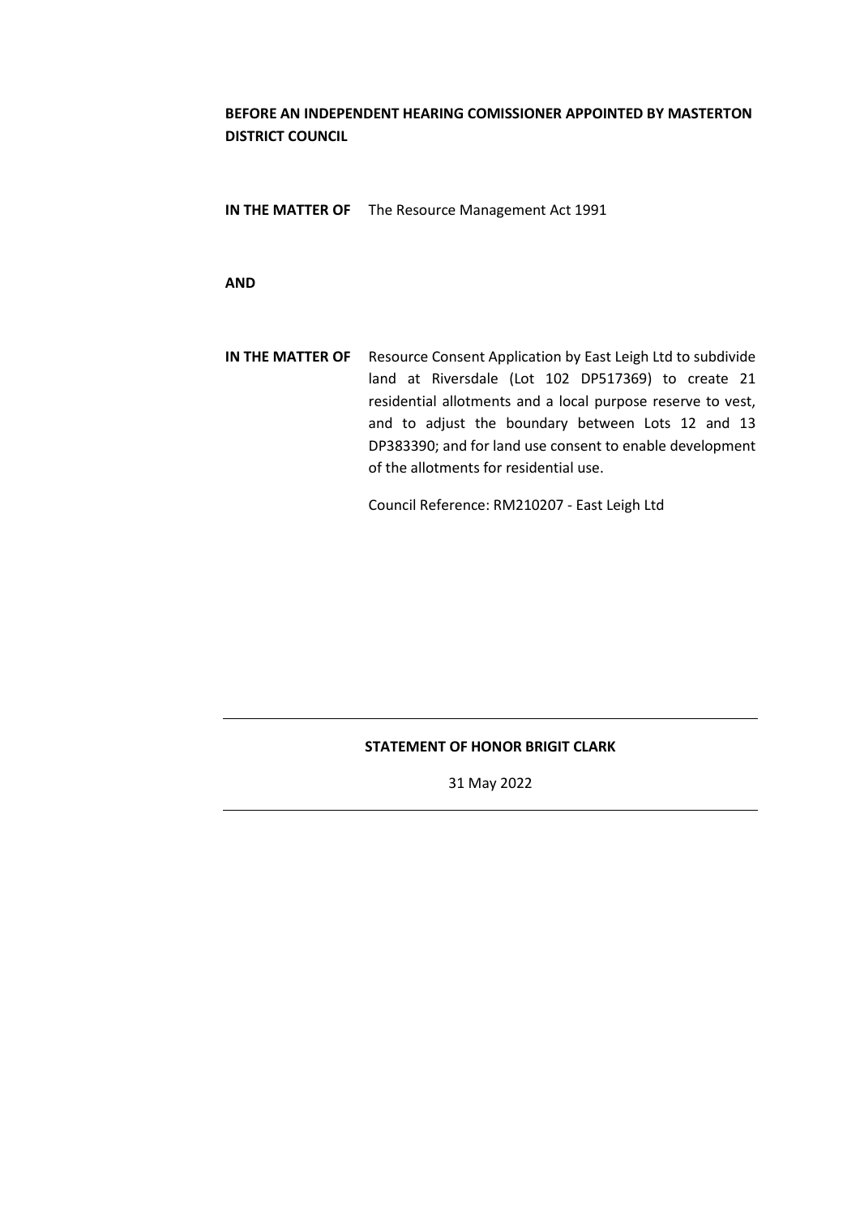**BEFORE AN INDEPENDENT HEARING COMISSIONER APPOINTED BY MASTERTON DISTRICT COUNCIL**

**IN THE MATTER OF** The Resource Management Act 1991

**AND**

**IN THE MATTER OF** Resource Consent Application by East Leigh Ltd to subdivide land at Riversdale (Lot 102 DP517369) to create 21 residential allotments and a local purpose reserve to vest, and to adjust the boundary between Lots 12 and 13 DP383390; and for land use consent to enable development of the allotments for residential use.

Council Reference: RM210207 - East Leigh Ltd

---

**STATEMENT OF HONOR BRIGIT CLARK**

31 May 2022

---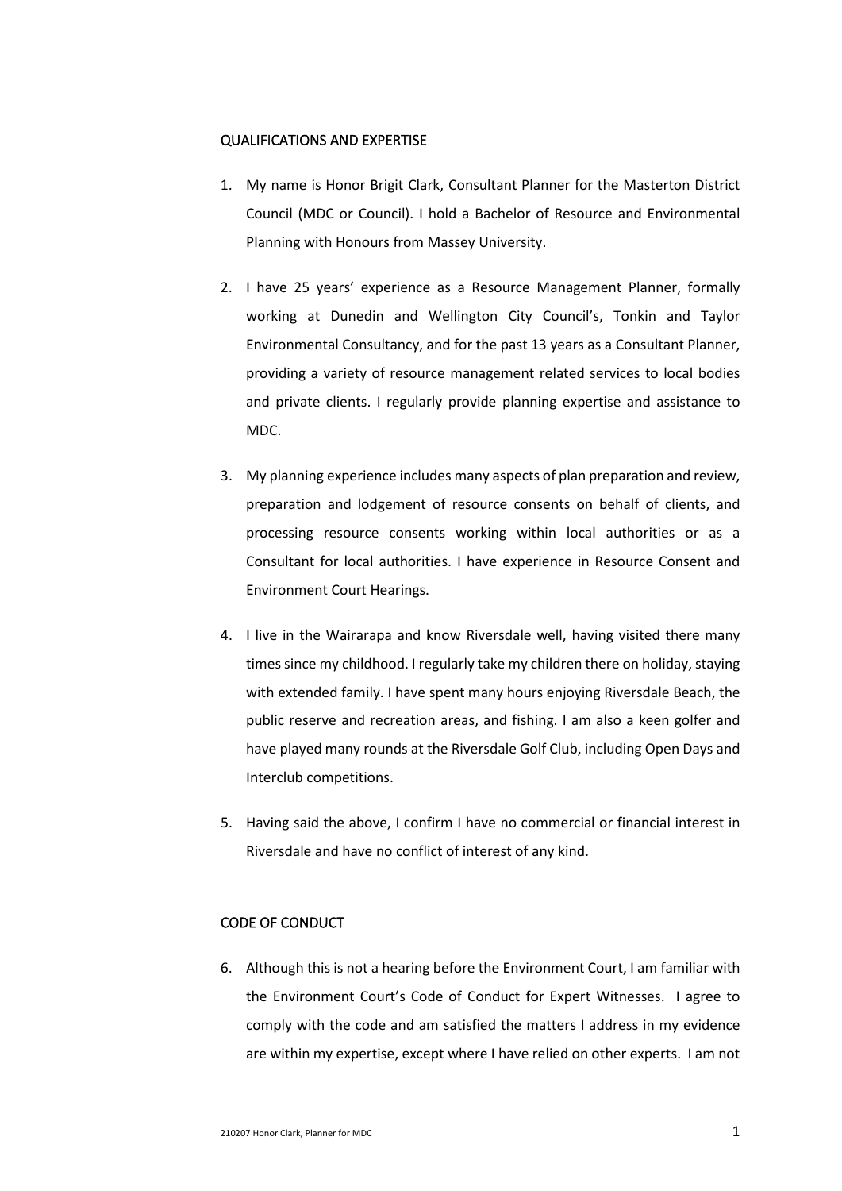## QUALIFICATIONS AND EXPERTISE

1. My name is Honor Brigit Clark, Consultant Planner for the Masterton District Council (MDC or Council). I hold a Bachelor of Resource and Environmental Planning with Honours from Massey University.

2. I have 25 years' experience as a Resource Management Planner, formally working at Dunedin and Wellington City Council's, Tonkin and Taylor Environmental Consultancy, and for the past 13 years as a Consultant Planner, providing a variety of resource management related services to local bodies and private clients. I regularly provide planning expertise and assistance to MDC.

3. My planning experience includes many aspects of plan preparation and review, preparation and lodgement of resource consents on behalf of clients, and processing resource consents working within local authorities or as a Consultant for local authorities. I have experience in Resource Consent and Environment Court Hearings.

4. I live in the Wairarapa and know Riversdale well, having visited there many times since my childhood. I regularly take my children there on holiday, staying with extended family. I have spent many hours enjoying Riversdale Beach, the public reserve and recreation areas, and fishing. I am also a keen golfer and have played many rounds at the Riversdale Golf Club, including Open Days and Interclub competitions.

5. Having said the above, I confirm I have no commercial or financial interest in Riversdale and have no conflict of interest of any kind.

## CODE OF CONDUCT

6. Although this is not a hearing before the Environment Court, I am familiar with the Environment Court's Code of Conduct for Expert Witnesses. I agree to comply with the code and am satisfied the matters I address in my evidence are within my expertise, except where I have relied on other experts. I am not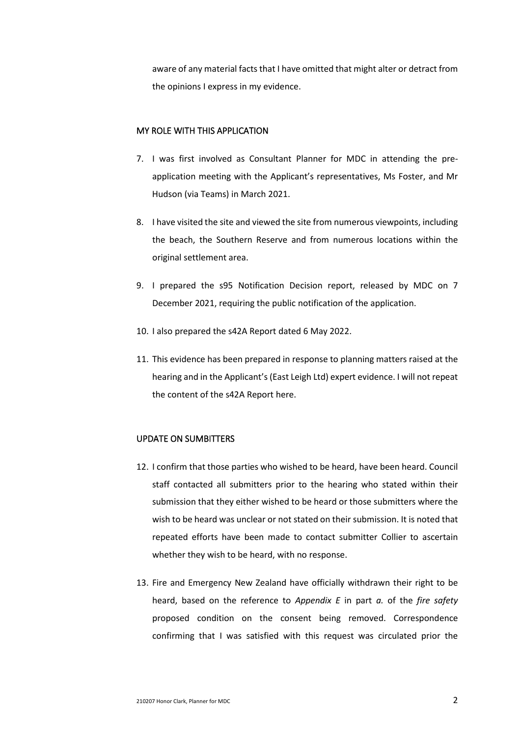aware of any material facts that I have omitted that might alter or detract from the opinions I express in my evidence.

## MY ROLE WITH THIS APPLICATION

7. I was first involved as Consultant Planner for MDC in attending the pre-application meeting with the Applicant's representatives, Ms Foster, and Mr Hudson (via Teams) in March 2021.

8. I have visited the site and viewed the site from numerous viewpoints, including the beach, the Southern Reserve and from numerous locations within the original settlement area.

9. I prepared the s95 Notification Decision report, released by MDC on 7 December 2021, requiring the public notification of the application.

10. I also prepared the s42A Report dated 6 May 2022.

11. This evidence has been prepared in response to planning matters raised at the hearing and in the Applicant's (East Leigh Ltd) expert evidence. I will not repeat the content of the s42A Report here.

## UPDATE ON SUMBITTERS

12. I confirm that those parties who wished to be heard, have been heard. Council staff contacted all submitters prior to the hearing who stated within their submission that they either wished to be heard or those submitters where the wish to be heard was unclear or not stated on their submission. It is noted that repeated efforts have been made to contact submitter Collier to ascertain whether they wish to be heard, with no response.

13. Fire and Emergency New Zealand have officially withdrawn their right to be heard, based on the reference to *Appendix E* in part *a.* of the *fire safety* proposed condition on the consent being removed. Correspondence confirming that I was satisfied with this request was circulated prior the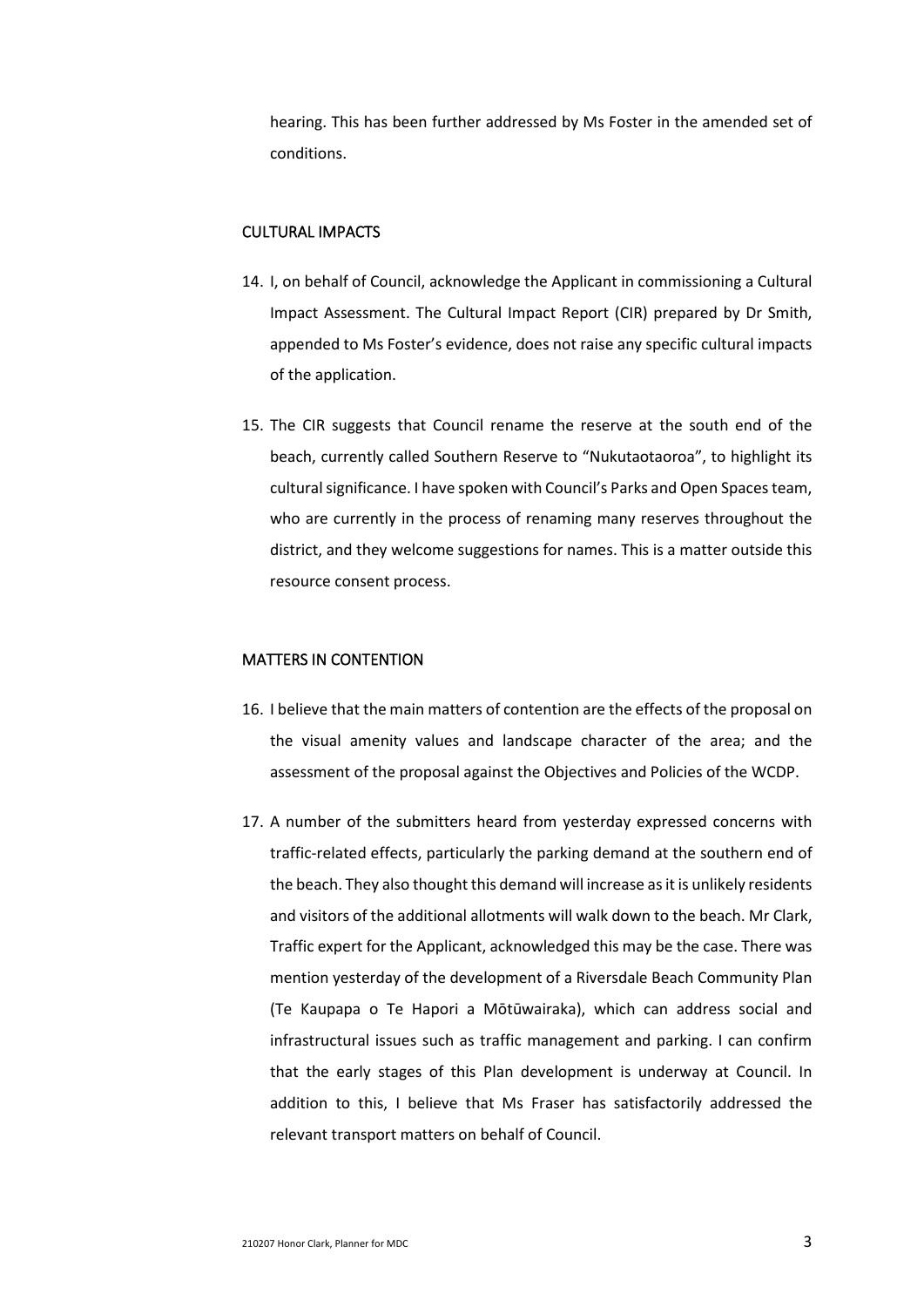hearing. This has been further addressed by Ms Foster in the amended set of conditions.

## CULTURAL IMPACTS

14. I, on behalf of Council, acknowledge the Applicant in commissioning a Cultural Impact Assessment. The Cultural Impact Report (CIR) prepared by Dr Smith, appended to Ms Foster's evidence, does not raise any specific cultural impacts of the application.

15. The CIR suggests that Council rename the reserve at the south end of the beach, currently called Southern Reserve to "Nukutaotaoroa", to highlight its cultural significance. I have spoken with Council's Parks and Open Spaces team, who are currently in the process of renaming many reserves throughout the district, and they welcome suggestions for names. This is a matter outside this resource consent process.

## MATTERS IN CONTENTION

16. I believe that the main matters of contention are the effects of the proposal on the visual amenity values and landscape character of the area; and the assessment of the proposal against the Objectives and Policies of the WCDP.

17. A number of the submitters heard from yesterday expressed concerns with traffic-related effects, particularly the parking demand at the southern end of the beach. They also thought this demand will increase as it is unlikely residents and visitors of the additional allotments will walk down to the beach. Mr Clark, Traffic expert for the Applicant, acknowledged this may be the case. There was mention yesterday of the development of a Riversdale Beach Community Plan (Te Kaupapa o Te Hapori a Mōtūwairaka), which can address social and infrastructural issues such as traffic management and parking. I can confirm that the early stages of this Plan development is underway at Council. In addition to this, I believe that Ms Fraser has satisfactorily addressed the relevant transport matters on behalf of Council.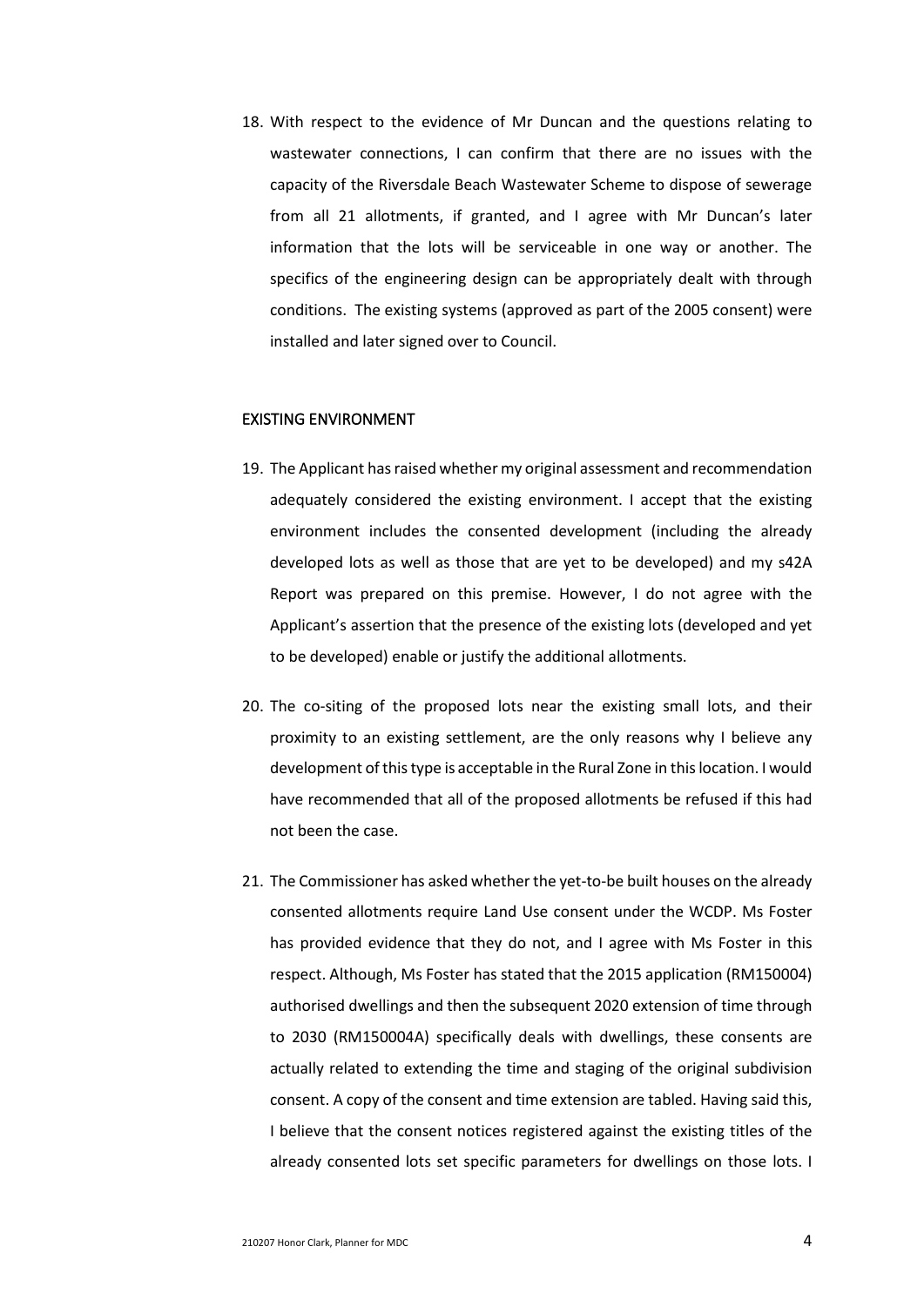18. With respect to the evidence of Mr Duncan and the questions relating to wastewater connections, I can confirm that there are no issues with the capacity of the Riversdale Beach Wastewater Scheme to dispose of sewerage from all 21 allotments, if granted, and I agree with Mr Duncan's later information that the lots will be serviceable in one way or another. The specifics of the engineering design can be appropriately dealt with through conditions. The existing systems (approved as part of the 2005 consent) were installed and later signed over to Council.

## EXISTING ENVIRONMENT

19. The Applicant has raised whether my original assessment and recommendation adequately considered the existing environment. I accept that the existing environment includes the consented development (including the already developed lots as well as those that are yet to be developed) and my s42A Report was prepared on this premise. However, I do not agree with the Applicant's assertion that the presence of the existing lots (developed and yet to be developed) enable or justify the additional allotments.

20. The co-siting of the proposed lots near the existing small lots, and their proximity to an existing settlement, are the only reasons why I believe any development of this type is acceptable in the Rural Zone in this location. I would have recommended that all of the proposed allotments be refused if this had not been the case.

21. The Commissioner has asked whether the yet-to-be built houses on the already consented allotments require Land Use consent under the WCDP. Ms Foster has provided evidence that they do not, and I agree with Ms Foster in this respect. Although, Ms Foster has stated that the 2015 application (RM150004) authorised dwellings and then the subsequent 2020 extension of time through to 2030 (RM150004A) specifically deals with dwellings, these consents are actually related to extending the time and staging of the original subdivision consent. A copy of the consent and time extension are tabled. Having said this, I believe that the consent notices registered against the existing titles of the already consented lots set specific parameters for dwellings on those lots. I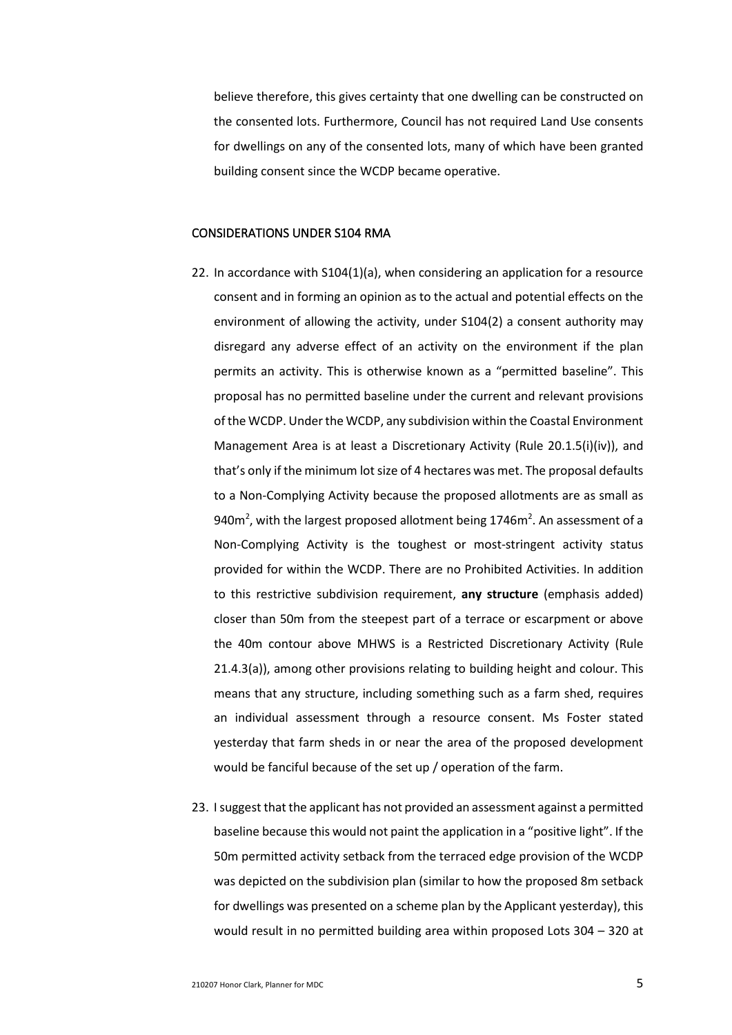believe therefore, this gives certainty that one dwelling can be constructed on the consented lots. Furthermore, Council has not required Land Use consents for dwellings on any of the consented lots, many of which have been granted building consent since the WCDP became operative.

## CONSIDERATIONS UNDER S104 RMA

22. In accordance with S104(1)(a), when considering an application for a resource consent and in forming an opinion as to the actual and potential effects on the environment of allowing the activity, under S104(2) a consent authority may disregard any adverse effect of an activity on the environment if the plan permits an activity. This is otherwise known as a "permitted baseline". This proposal has no permitted baseline under the current and relevant provisions of the WCDP. Under the WCDP, any subdivision within the Coastal Environment Management Area is at least a Discretionary Activity (Rule 20.1.5(i)(iv)), and that's only if the minimum lot size of 4 hectares was met. The proposal defaults to a Non-Complying Activity because the proposed allotments are as small as 940m$^2$, with the largest proposed allotment being 1746m$^2$. An assessment of a Non-Complying Activity is the toughest or most-stringent activity status provided for within the WCDP. There are no Prohibited Activities. In addition to this restrictive subdivision requirement, **any structure** (emphasis added) closer than 50m from the steepest part of a terrace or escarpment or above the 40m contour above MHWS is a Restricted Discretionary Activity (Rule 21.4.3(a)), among other provisions relating to building height and colour. This means that any structure, including something such as a farm shed, requires an individual assessment through a resource consent. Ms Foster stated yesterday that farm sheds in or near the area of the proposed development would be fanciful because of the set up / operation of the farm.

23. I suggest that the applicant has not provided an assessment against a permitted baseline because this would not paint the application in a "positive light". If the 50m permitted activity setback from the terraced edge provision of the WCDP was depicted on the subdivision plan (similar to how the proposed 8m setback for dwellings was presented on a scheme plan by the Applicant yesterday), this would result in no permitted building area within proposed Lots 304 – 320 at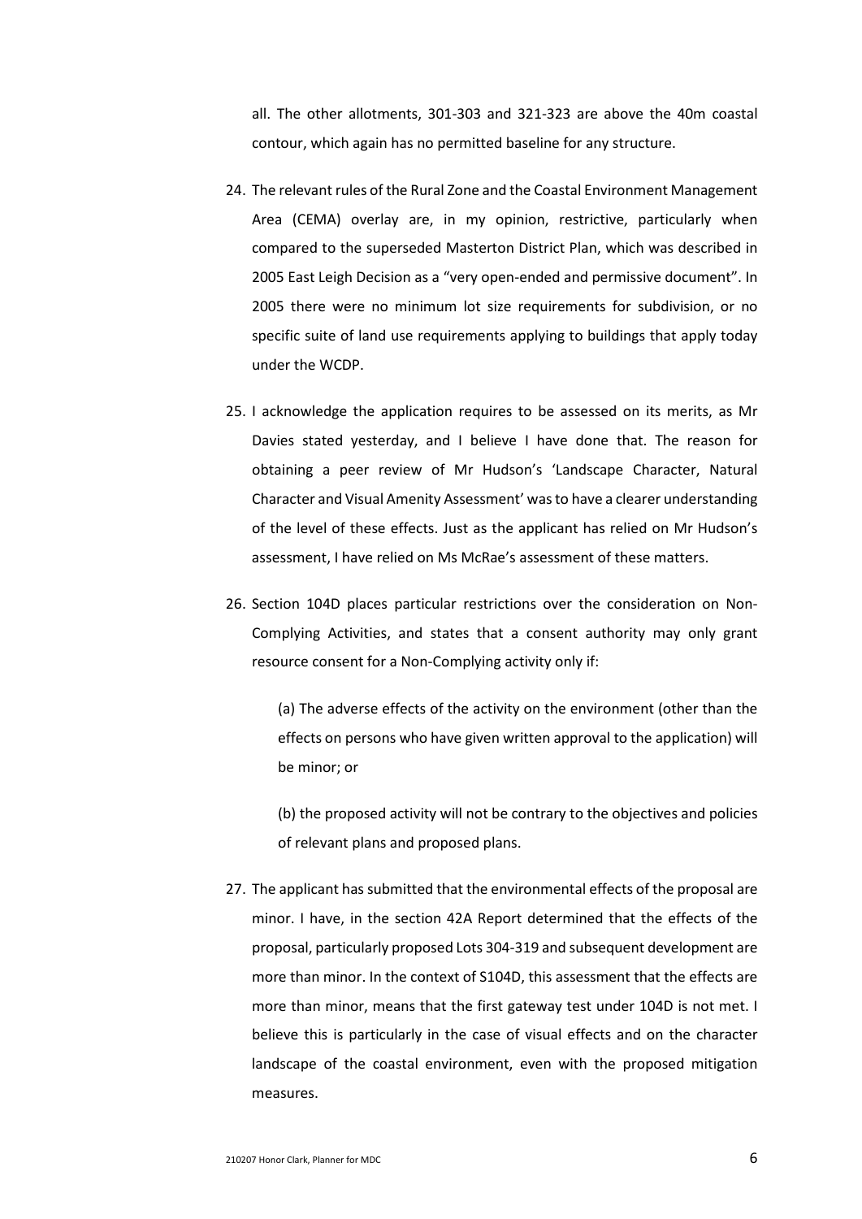all. The other allotments, 301-303 and 321-323 are above the 40m coastal contour, which again has no permitted baseline for any structure.

24. The relevant rules of the Rural Zone and the Coastal Environment Management Area (CEMA) overlay are, in my opinion, restrictive, particularly when compared to the superseded Masterton District Plan, which was described in 2005 East Leigh Decision as a "very open-ended and permissive document". In 2005 there were no minimum lot size requirements for subdivision, or no specific suite of land use requirements applying to buildings that apply today under the WCDP.

25. I acknowledge the application requires to be assessed on its merits, as Mr Davies stated yesterday, and I believe I have done that. The reason for obtaining a peer review of Mr Hudson's 'Landscape Character, Natural Character and Visual Amenity Assessment' was to have a clearer understanding of the level of these effects. Just as the applicant has relied on Mr Hudson's assessment, I have relied on Ms McRae's assessment of these matters.

26. Section 104D places particular restrictions over the consideration on Non-Complying Activities, and states that a consent authority may only grant resource consent for a Non-Complying activity only if:

    (a) The adverse effects of the activity on the environment (other than the effects on persons who have given written approval to the application) will be minor; or

    (b) the proposed activity will not be contrary to the objectives and policies of relevant plans and proposed plans.

27. The applicant has submitted that the environmental effects of the proposal are minor. I have, in the section 42A Report determined that the effects of the proposal, particularly proposed Lots 304-319 and subsequent development are more than minor. In the context of S104D, this assessment that the effects are more than minor, means that the first gateway test under 104D is not met. I believe this is particularly in the case of visual effects and on the character landscape of the coastal environment, even with the proposed mitigation measures.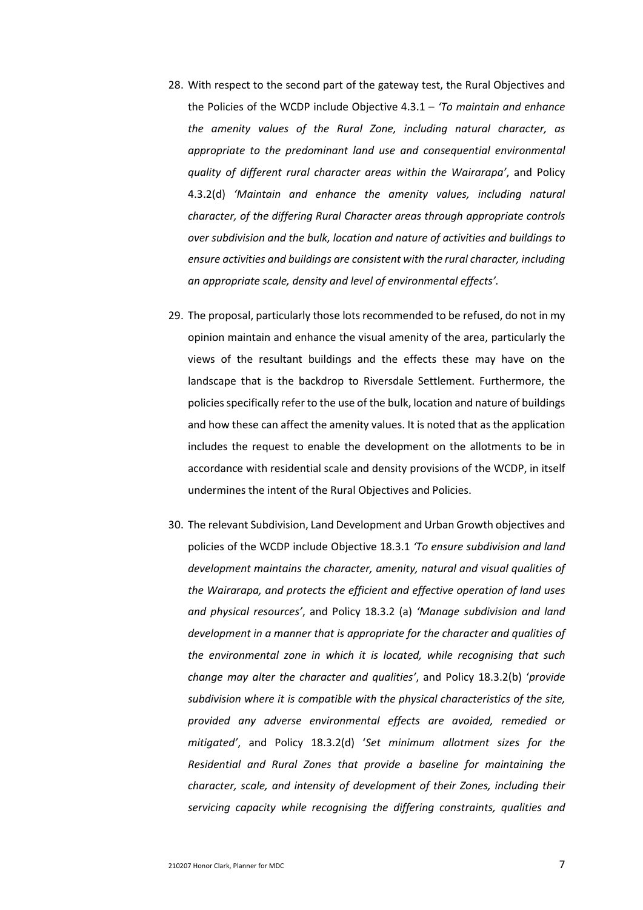28. With respect to the second part of the gateway test, the Rural Objectives and the Policies of the WCDP include Objective 4.3.1 – *'To maintain and enhance the amenity values of the Rural Zone, including natural character, as appropriate to the predominant land use and consequential environmental quality of different rural character areas within the Wairarapa'*, and Policy 4.3.2(d) *'Maintain and enhance the amenity values, including natural character, of the differing Rural Character areas through appropriate controls over subdivision and the bulk, location and nature of activities and buildings to ensure activities and buildings are consistent with the rural character, including an appropriate scale, density and level of environmental effects'*.

29. The proposal, particularly those lots recommended to be refused, do not in my opinion maintain and enhance the visual amenity of the area, particularly the views of the resultant buildings and the effects these may have on the landscape that is the backdrop to Riversdale Settlement. Furthermore, the policies specifically refer to the use of the bulk, location and nature of buildings and how these can affect the amenity values. It is noted that as the application includes the request to enable the development on the allotments to be in accordance with residential scale and density provisions of the WCDP, in itself undermines the intent of the Rural Objectives and Policies.

30. The relevant Subdivision, Land Development and Urban Growth objectives and policies of the WCDP include Objective 18.3.1 *'To ensure subdivision and land development maintains the character, amenity, natural and visual qualities of the Wairarapa, and protects the efficient and effective operation of land uses and physical resources'*, and Policy 18.3.2 (a) *'Manage subdivision and land development in a manner that is appropriate for the character and qualities of the environmental zone in which it is located, while recognising that such change may alter the character and qualities'*, and Policy 18.3.2(b) '*provide subdivision where it is compatible with the physical characteristics of the site, provided any adverse environmental effects are avoided, remedied or mitigated'*, and Policy 18.3.2(d) '*Set minimum allotment sizes for the Residential and Rural Zones that provide a baseline for maintaining the character, scale, and intensity of development of their Zones, including their servicing capacity while recognising the differing constraints, qualities and*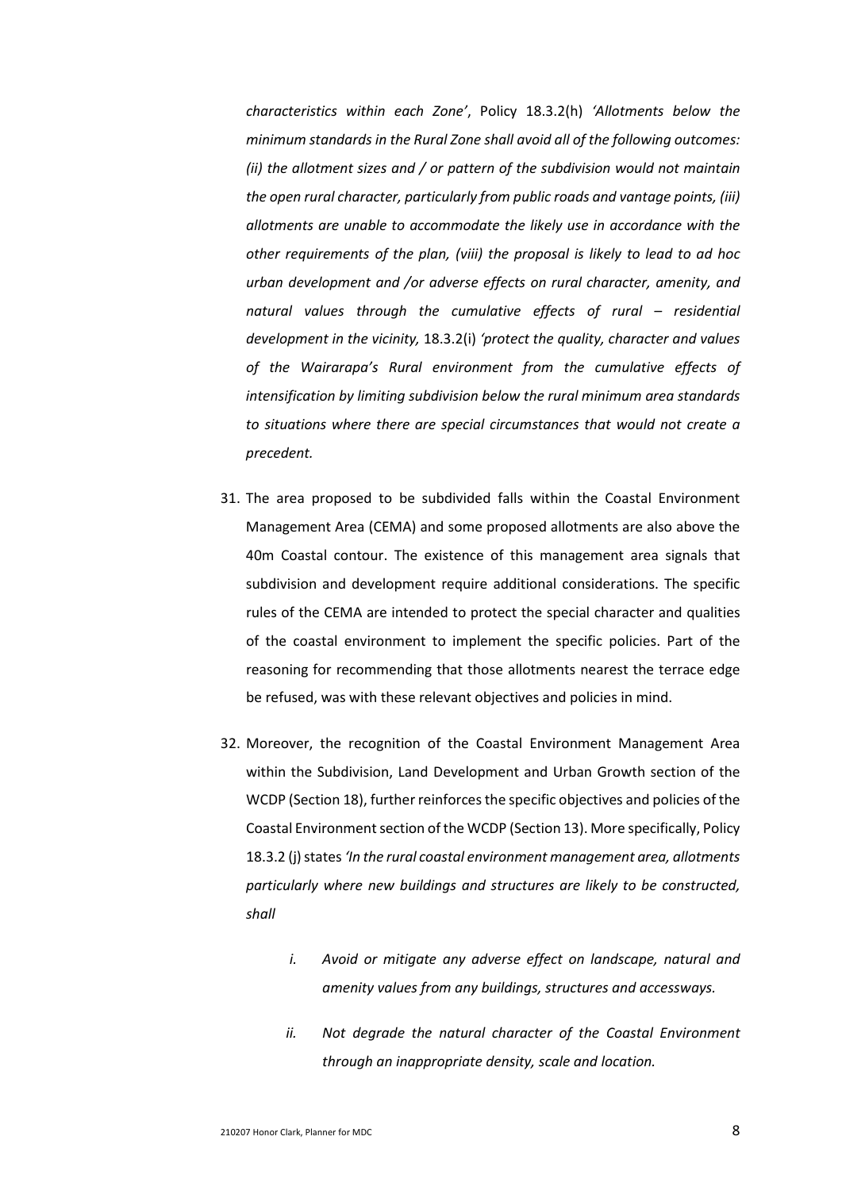*characteristics within each Zone'*, Policy 18.3.2(h) *'Allotments below the minimum standards in the Rural Zone shall avoid all of the following outcomes: (ii) the allotment sizes and / or pattern of the subdivision would not maintain the open rural character, particularly from public roads and vantage points, (iii) allotments are unable to accommodate the likely use in accordance with the other requirements of the plan, (viii) the proposal is likely to lead to ad hoc urban development and /or adverse effects on rural character, amenity, and natural values through the cumulative effects of rural – residential development in the vicinity,* 18.3.2(i) *'protect the quality, character and values of the Wairarapa's Rural environment from the cumulative effects of intensification by limiting subdivision below the rural minimum area standards to situations where there are special circumstances that would not create a precedent.*

31. The area proposed to be subdivided falls within the Coastal Environment Management Area (CEMA) and some proposed allotments are also above the 40m Coastal contour. The existence of this management area signals that subdivision and development require additional considerations. The specific rules of the CEMA are intended to protect the special character and qualities of the coastal environment to implement the specific policies. Part of the reasoning for recommending that those allotments nearest the terrace edge be refused, was with these relevant objectives and policies in mind.

32. Moreover, the recognition of the Coastal Environment Management Area within the Subdivision, Land Development and Urban Growth section of the WCDP (Section 18), further reinforces the specific objectives and policies of the Coastal Environment section of the WCDP (Section 13). More specifically, Policy 18.3.2 (j) states *'In the rural coastal environment management area, allotments particularly where new buildings and structures are likely to be constructed, shall*

    *i. Avoid or mitigate any adverse effect on landscape, natural and amenity values from any buildings, structures and accessways.*

    *ii. Not degrade the natural character of the Coastal Environment through an inappropriate density, scale and location.*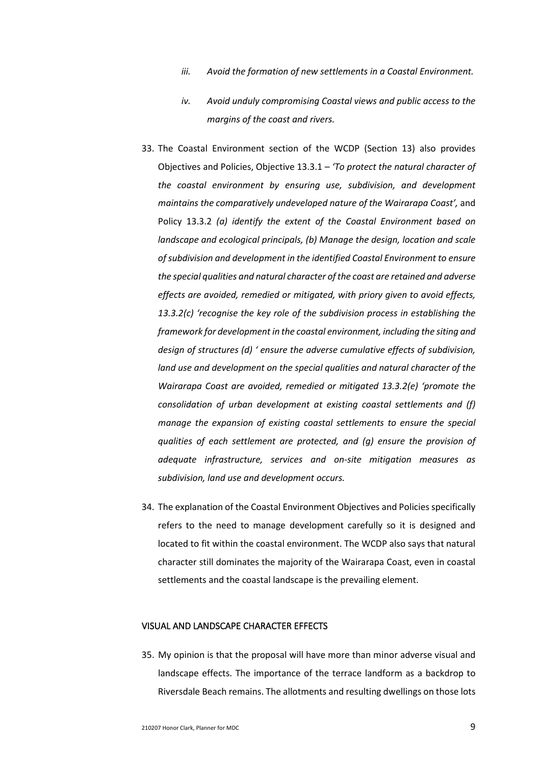*iii. Avoid the formation of new settlements in a Coastal Environment.*

*iv. Avoid unduly compromising Coastal views and public access to the margins of the coast and rivers.*

33. The Coastal Environment section of the WCDP (Section 13) also provides Objectives and Policies, Objective 13.3.1 – *'To protect the natural character of the coastal environment by ensuring use, subdivision, and development maintains the comparatively undeveloped nature of the Wairarapa Coast',* and Policy 13.3.2 *(a) identify the extent of the Coastal Environment based on landscape and ecological principals, (b) Manage the design, location and scale of subdivision and development in the identified Coastal Environment to ensure the special qualities and natural character of the coast are retained and adverse effects are avoided, remedied or mitigated, with priory given to avoid effects, 13.3.2(c) 'recognise the key role of the subdivision process in establishing the framework for development in the coastal environment, including the siting and design of structures (d) ' ensure the adverse cumulative effects of subdivision, land use and development on the special qualities and natural character of the Wairarapa Coast are avoided, remedied or mitigated 13.3.2(e) 'promote the consolidation of urban development at existing coastal settlements and (f) manage the expansion of existing coastal settlements to ensure the special qualities of each settlement are protected, and (g) ensure the provision of adequate infrastructure, services and on-site mitigation measures as subdivision, land use and development occurs.*

34. The explanation of the Coastal Environment Objectives and Policies specifically refers to the need to manage development carefully so it is designed and located to fit within the coastal environment. The WCDP also says that natural character still dominates the majority of the Wairarapa Coast, even in coastal settlements and the coastal landscape is the prevailing element.

## VISUAL AND LANDSCAPE CHARACTER EFFECTS

35. My opinion is that the proposal will have more than minor adverse visual and landscape effects. The importance of the terrace landform as a backdrop to Riversdale Beach remains. The allotments and resulting dwellings on those lots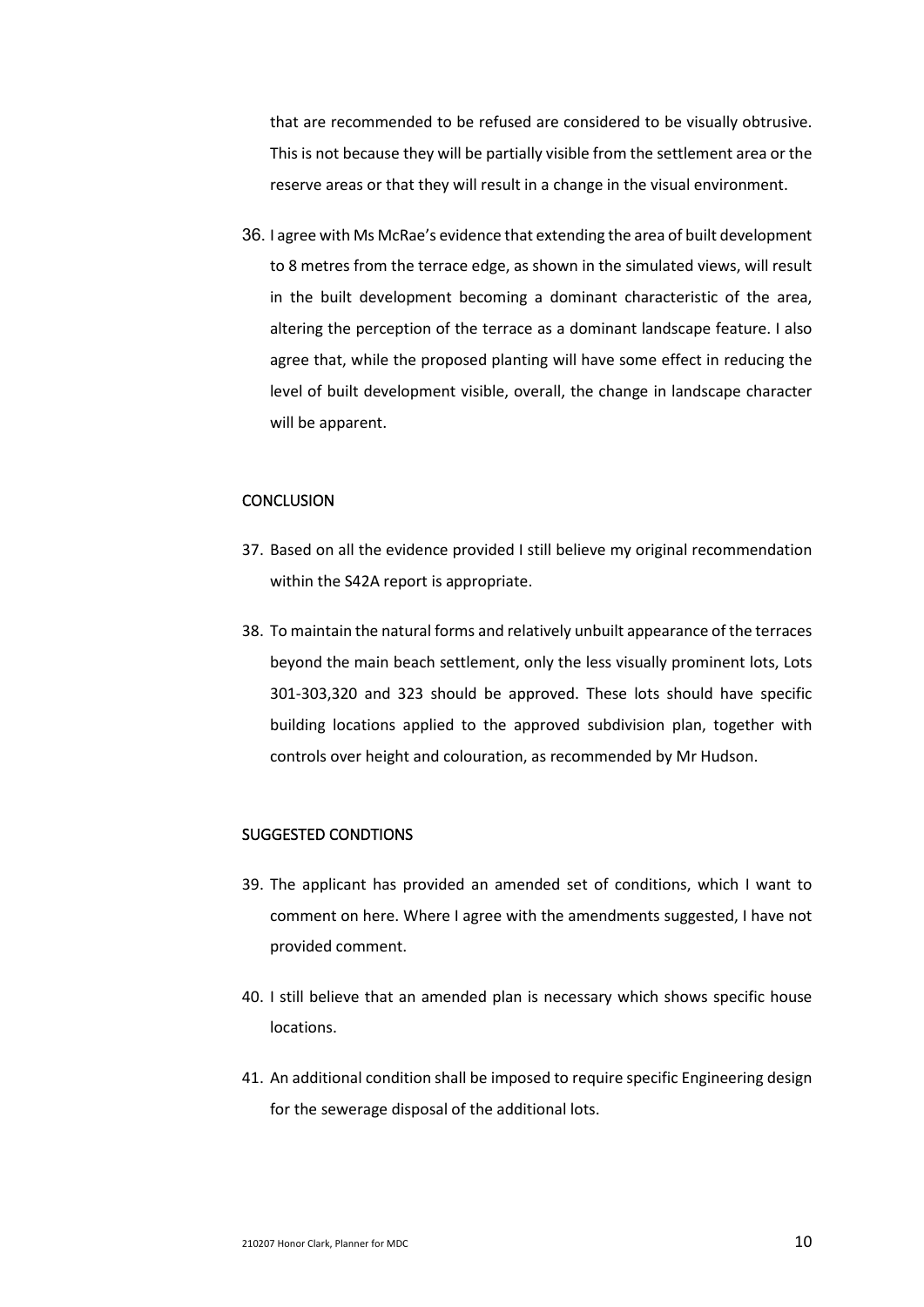that are recommended to be refused are considered to be visually obtrusive. This is not because they will be partially visible from the settlement area or the reserve areas or that they will result in a change in the visual environment.

36. I agree with Ms McRae's evidence that extending the area of built development to 8 metres from the terrace edge, as shown in the simulated views, will result in the built development becoming a dominant characteristic of the area, altering the perception of the terrace as a dominant landscape feature. I also agree that, while the proposed planting will have some effect in reducing the level of built development visible, overall, the change in landscape character will be apparent.

## CONCLUSION

37. Based on all the evidence provided I still believe my original recommendation within the S42A report is appropriate.

38. To maintain the natural forms and relatively unbuilt appearance of the terraces beyond the main beach settlement, only the less visually prominent lots, Lots 301-303,320 and 323 should be approved. These lots should have specific building locations applied to the approved subdivision plan, together with controls over height and colouration, as recommended by Mr Hudson.

## SUGGESTED CONDTIONS

39. The applicant has provided an amended set of conditions, which I want to comment on here. Where I agree with the amendments suggested, I have not provided comment.

40. I still believe that an amended plan is necessary which shows specific house locations.

41. An additional condition shall be imposed to require specific Engineering design for the sewerage disposal of the additional lots.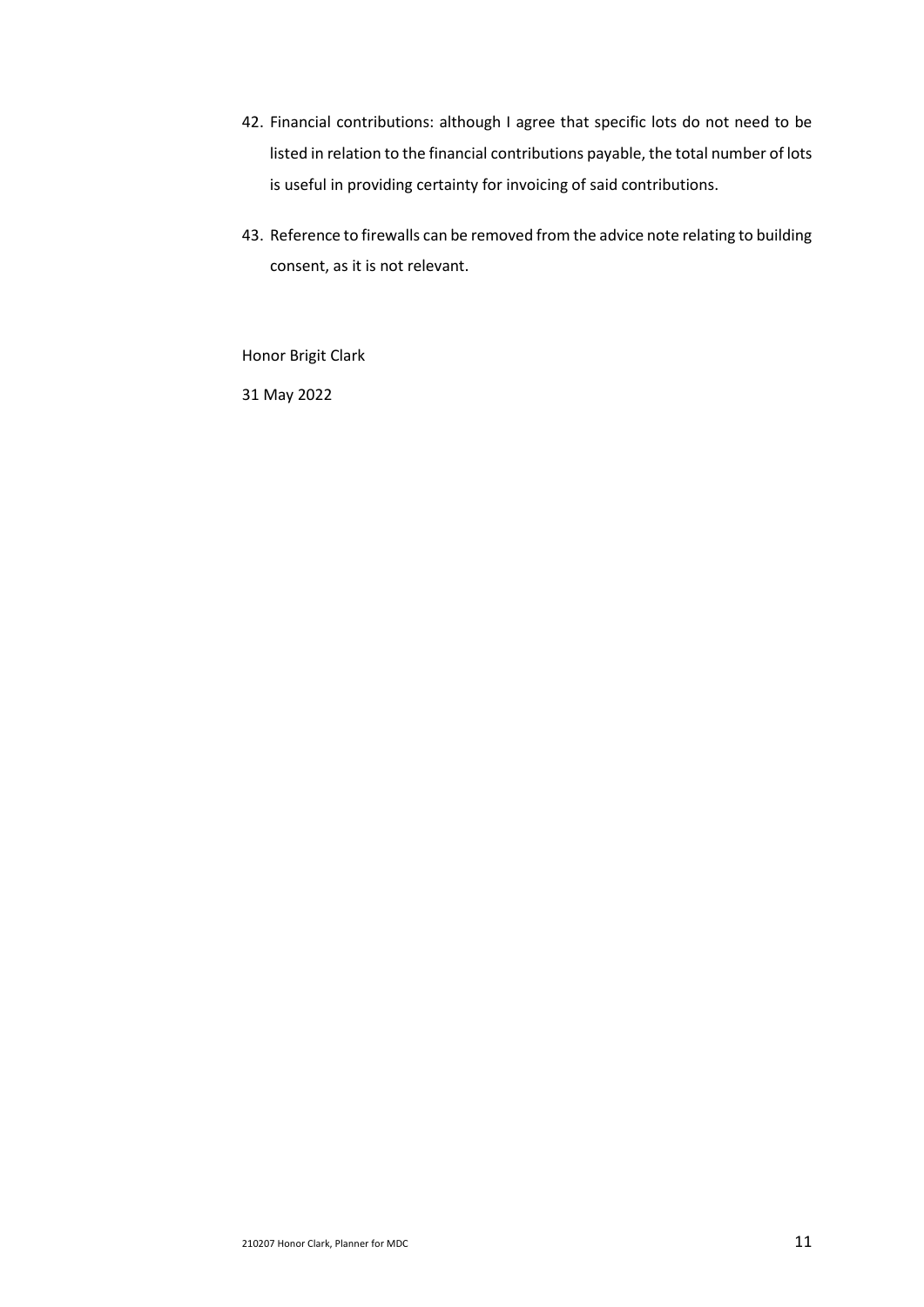42. Financial contributions: although I agree that specific lots do not need to be listed in relation to the financial contributions payable, the total number of lots is useful in providing certainty for invoicing of said contributions.

43. Reference to firewalls can be removed from the advice note relating to building consent, as it is not relevant.

Honor Brigit Clark

31 May 2022